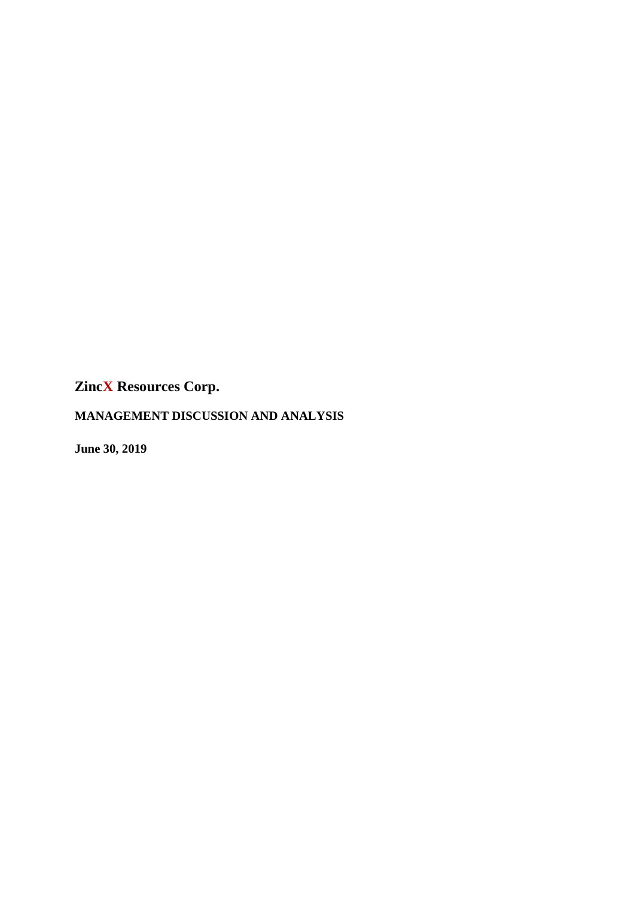# ZincX Resources Corp.

**MANAGEMENT DISCUSSION AND ANALYSIS**

**June 30, 2019**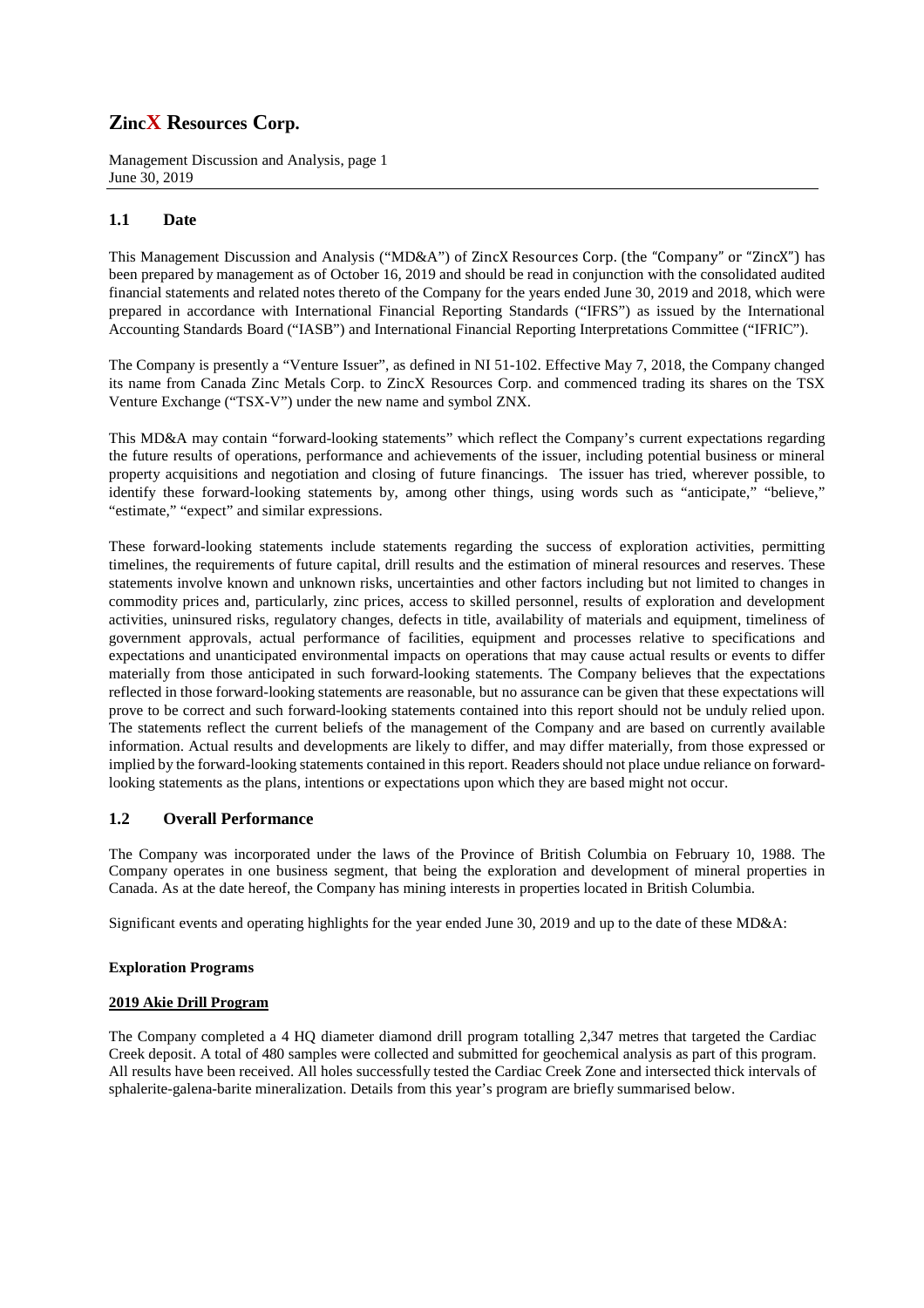# ZincX Resources Corp.

## 1.1 Date

This Management Discussion and Analysis ("MD&A") of ZincX Resources Corp. (the "Company" or "ZincX") has been prepared by management as of October 16, 2019 and should be read in conjunction with the consolidated audited financial statements and related notes thereto of the Company for the years ended June 30, 2019 and 2018, which were prepared in accordance with International Financial Reporting Standards ("IFRS") as issued by the International Accounting Standards Board ("IASB") and International Financial Reporting Interpretations Committee ("IFRIC").

The Company is presently a "Venture Issuer", as defined in NI 51-102. Effective May 7, 2018, the Company changed its name from Canada Zinc Metals Corp. to ZincX Resources Corp. and commenced trading its shares on the TSX Venture Exchange ("TSX-V") under the new name and symbol ZNX.

This MD&A may contain "forward-looking statements" which reflect the Company's current expectations regarding the future results of operations, performance and achievements of the issuer, including potential business or mineral property acquisitions and negotiation and closing of future financings. The issuer has tried, wherever possible, to identify these forward-looking statements by, among other things, using words such as "anticipate," "believe," "estimate," "expect" and similar expressions.

These forward-looking statements include statements regarding the success of exploration activities, permitting timelines, the requirements of future capital, drill results and the estimation of mineral resources and reserves. These statements involve known and unknown risks, uncertainties and other factors including but not limited to changes in commodity prices and, particularly, zinc prices, access to skilled personnel, results of exploration and development activities, uninsured risks, regulatory changes, defects in title, availability of materials and equipment, timeliness of government approvals, actual performance of facilities, equipment and processes relative to specifications and expectations and unanticipated environmental impacts on operations that may cause actual results or events to differ materially from those anticipated in such forward-looking statements. The Company believes that the expectations reflected in those forward-looking statements are reasonable, but no assurance can be given that these expectations will prove to be correct and such forward-looking statements contained into this report should not be unduly relied upon. The statements reflect the current beliefs of the management of the Company and are based on currently available information. Actual results and developments are likely to differ, and may differ materially, from those expressed or implied by the forward-looking statements contained in this report. Readers should not place undue reliance on forward-looking statements as the plans, intentions or expectations upon which they are based might not occur.

## 1.2 Overall Performance

The Company was incorporated under the laws of the Province of British Columbia on February 10, 1988. The Company operates in one business segment, that being the exploration and development of mineral properties in Canada. As at the date hereof, the Company has mining interests in properties located in British Columbia.

Significant events and operating highlights for the year ended June 30, 2019 and up to the date of these MD&A:

**Exploration Programs**

**2019 Akie Drill Program**

The Company completed a 4 HQ diameter diamond drill program totalling 2,347 metres that targeted the Cardiac Creek deposit. A total of 480 samples were collected and submitted for geochemical analysis as part of this program. All results have been received. All holes successfully tested the Cardiac Creek Zone and intersected thick intervals of sphalerite-galena-barite mineralization. Details from this year's program are briefly summarised below.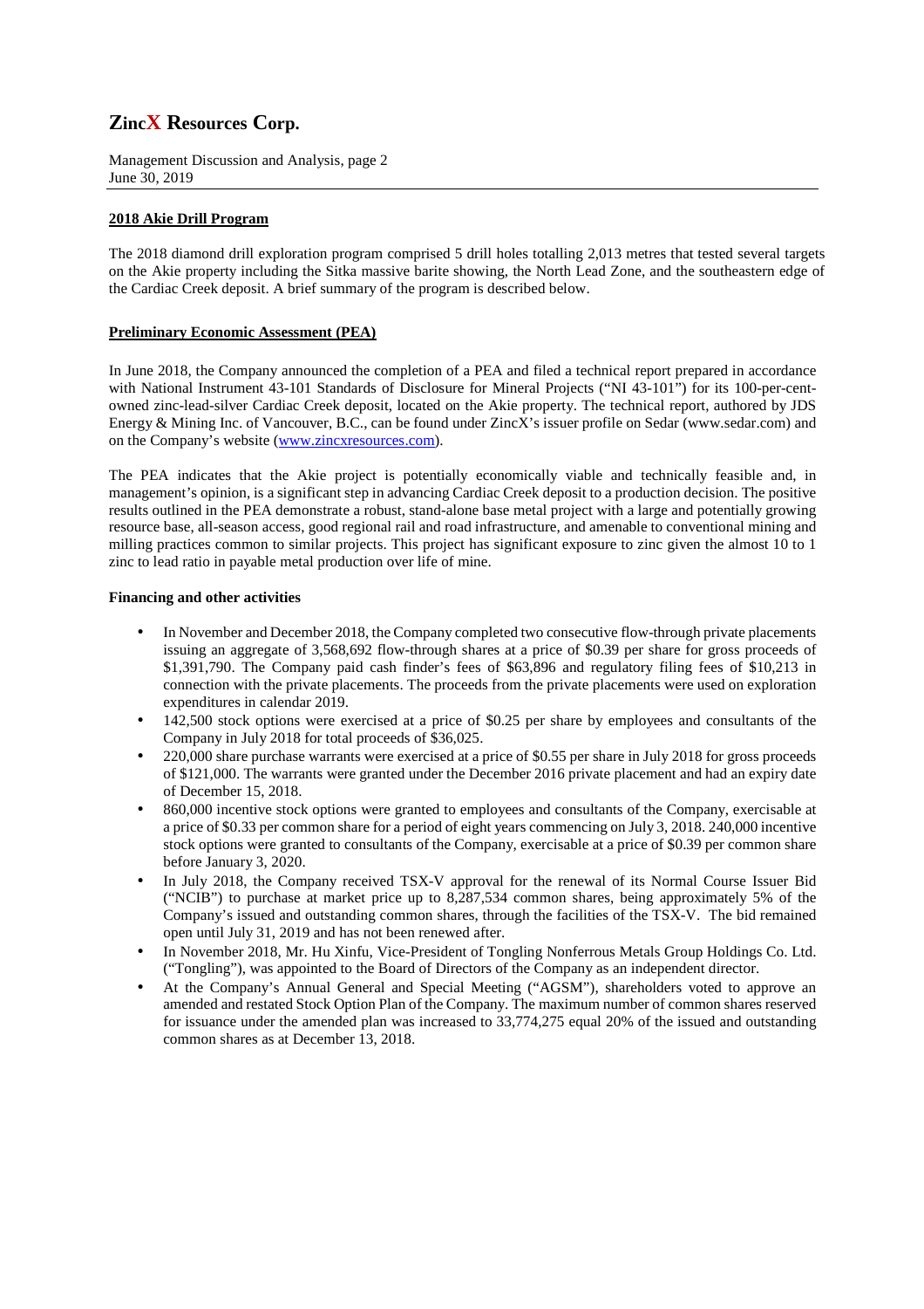### 2018 Akie Drill Program

The 2018 diamond drill exploration program comprised 5 drill holes totalling 2,013 metres that tested several targets on the Akie property including the Sitka massive barite showing, the North Lead Zone, and the southeastern edge of the Cardiac Creek deposit. A brief summary of the program is described below.

### Preliminary Economic Assessment (PEA)

In June 2018, the Company announced the completion of a PEA and filed a technical report prepared in accordance with National Instrument 43-101 Standards of Disclosure for Mineral Projects ("NI 43-101") for its 100-per-cent-owned zinc-lead-silver Cardiac Creek deposit, located on the Akie property. The technical report, authored by JDS Energy & Mining Inc. of Vancouver, B.C., can be found under ZincX's issuer profile on Sedar (www.sedar.com) and on the Company's website (www.zincxresources.com).

The PEA indicates that the Akie project is potentially economically viable and technically feasible and, in management's opinion, is a significant step in advancing Cardiac Creek deposit to a production decision. The positive results outlined in the PEA demonstrate a robust, stand-alone base metal project with a large and potentially growing resource base, all-season access, good regional rail and road infrastructure, and amenable to conventional mining and milling practices common to similar projects. This project has significant exposure to zinc given the almost 10 to 1 zinc to lead ratio in payable metal production over life of mine.

### Financing and other activities

- In November and December 2018, the Company completed two consecutive flow-through private placements issuing an aggregate of 3,568,692 flow-through shares at a price of $0.39 per share for gross proceeds of $1,391,790. The Company paid cash finder's fees of $63,896 and regulatory filing fees of $10,213 in connection with the private placements. The proceeds from the private placements were used on exploration expenditures in calendar 2019.
- 142,500 stock options were exercised at a price of $0.25 per share by employees and consultants of the Company in July 2018 for total proceeds of $36,025.
- 220,000 share purchase warrants were exercised at a price of $0.55 per share in July 2018 for gross proceeds of $121,000. The warrants were granted under the December 2016 private placement and had an expiry date of December 15, 2018.
- 860,000 incentive stock options were granted to employees and consultants of the Company, exercisable at a price of $0.33 per common share for a period of eight years commencing on July 3, 2018. 240,000 incentive stock options were granted to consultants of the Company, exercisable at a price of $0.39 per common share before January 3, 2020.
- In July 2018, the Company received TSX-V approval for the renewal of its Normal Course Issuer Bid ("NCIB") to purchase at market price up to 8,287,534 common shares, being approximately 5% of the Company's issued and outstanding common shares, through the facilities of the TSX-V. The bid remained open until July 31, 2019 and has not been renewed after.
- In November 2018, Mr. Hu Xinfu, Vice-President of Tongling Nonferrous Metals Group Holdings Co. Ltd. ("Tongling"), was appointed to the Board of Directors of the Company as an independent director.
- At the Company's Annual General and Special Meeting ("AGSM"), shareholders voted to approve an amended and restated Stock Option Plan of the Company. The maximum number of common shares reserved for issuance under the amended plan was increased to 33,774,275 equal 20% of the issued and outstanding common shares as at December 13, 2018.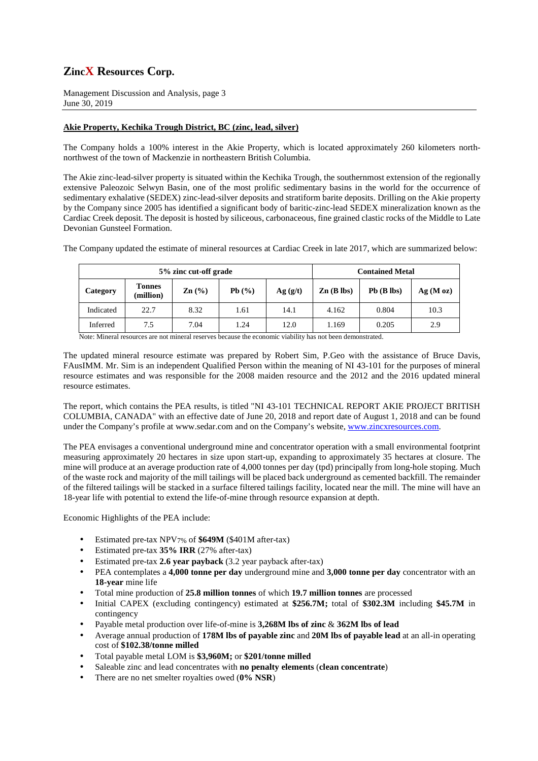## Akie Property, Kechika Trough District, BC (zinc, lead, silver)

The Company holds a 100% interest in the Akie Property, which is located approximately 260 kilometers north-northwest of the town of Mackenzie in northeastern British Columbia.

The Akie zinc-lead-silver property is situated within the Kechika Trough, the southernmost extension of the regionally extensive Paleozoic Selwyn Basin, one of the most prolific sedimentary basins in the world for the occurrence of sedimentary exhalative (SEDEX) zinc-lead-silver deposits and stratiform barite deposits. Drilling on the Akie property by the Company since 2005 has identified a significant body of baritic-zinc-lead SEDEX mineralization known as the Cardiac Creek deposit. The deposit is hosted by siliceous, carbonaceous, fine grained clastic rocks of the Middle to Late Devonian Gunsteel Formation.

The Company updated the estimate of mineral resources at Cardiac Creek in late 2017, which are summarized below:

| 5% zinc cut-off grade | | | | | Contained Metal | | |
|---|---|---|---|---|---|---|---|
| Category | Tonnes (million) | Zn (%) | Pb (%) | Ag (g/t) | Zn (B lbs) | Pb (B lbs) | Ag (M oz) |
| Indicated | 22.7 | 8.32 | 1.61 | 14.1 | 4.162 | 0.804 | 10.3 |
| Inferred | 7.5 | 7.04 | 1.24 | 12.0 | 1.169 | 0.205 | 2.9 |

Note: Mineral resources are not mineral reserves because the economic viability has not been demonstrated.

The updated mineral resource estimate was prepared by Robert Sim, P.Geo with the assistance of Bruce Davis, FAusIMM. Mr. Sim is an independent Qualified Person within the meaning of NI 43-101 for the purposes of mineral resource estimates and was responsible for the 2008 maiden resource and the 2012 and the 2016 updated mineral resource estimates.

The report, which contains the PEA results, is titled "NI 43-101 TECHNICAL REPORT AKIE PROJECT BRITISH COLUMBIA, CANADA" with an effective date of June 20, 2018 and report date of August 1, 2018 and can be found under the Company's profile at www.sedar.com and on the Company's website, www.zincxresources.com.

The PEA envisages a conventional underground mine and concentrator operation with a small environmental footprint measuring approximately 20 hectares in size upon start-up, expanding to approximately 35 hectares at closure. The mine will produce at an average production rate of 4,000 tonnes per day (tpd) principally from long-hole stoping. Much of the waste rock and majority of the mill tailings will be placed back underground as cemented backfill. The remainder of the filtered tailings will be stacked in a surface filtered tailings facility, located near the mill. The mine will have an 18-year life with potential to extend the life-of-mine through resource expansion at depth.

Economic Highlights of the PEA include:

- Estimated pre-tax $NPV_{7\%}$ of **$649M** ($401M after-tax)
- Estimated pre-tax **35% IRR** (27% after-tax)
- Estimated pre-tax **2.6 year payback** (3.2 year payback after-tax)
- PEA contemplates a **4,000 tonne per day** underground mine and **3,000 tonne per day** concentrator with an **18-year** mine life
- Total mine production of **25.8 million tonnes** of which **19.7 million tonnes** are processed
- Initial CAPEX (excluding contingency) estimated at **$256.7M;** total of **$302.3M** including **$45.7M** in contingency
- Payable metal production over life-of-mine is **3,268M lbs of zinc** & **362M lbs of lead**
- Average annual production of **178M lbs of payable zinc** and **20M lbs of payable lead** at an all-in operating cost of **$102.38/tonne milled**
- Total payable metal LOM is **$3,960M;** or **$201/tonne milled**
- Saleable zinc and lead concentrates with **no penalty elements** (**clean concentrate**)
- There are no net smelter royalties owed (**0% NSR**)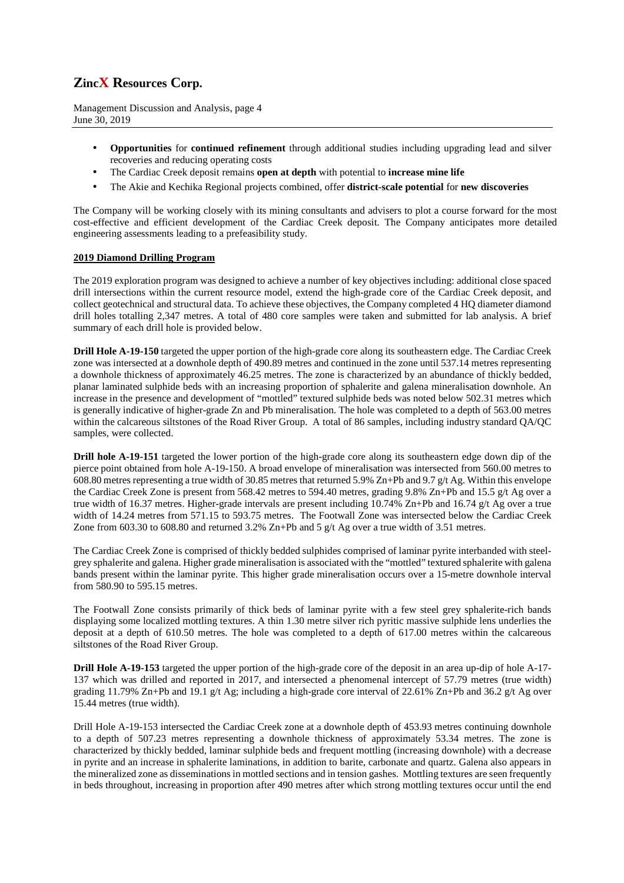- **Opportunities** for **continued refinement** through additional studies including upgrading lead and silver recoveries and reducing operating costs
- The Cardiac Creek deposit remains **open at depth** with potential to **increase mine life**
- The Akie and Kechika Regional projects combined, offer **district-scale potential** for **new discoveries**

The Company will be working closely with its mining consultants and advisers to plot a course forward for the most cost-effective and efficient development of the Cardiac Creek deposit. The Company anticipates more detailed engineering assessments leading to a prefeasibility study.

**2019 Diamond Drilling Program**

The 2019 exploration program was designed to achieve a number of key objectives including: additional close spaced drill intersections within the current resource model, extend the high-grade core of the Cardiac Creek deposit, and collect geotechnical and structural data. To achieve these objectives, the Company completed 4 HQ diameter diamond drill holes totalling 2,347 metres. A total of 480 core samples were taken and submitted for lab analysis. A brief summary of each drill hole is provided below.

**Drill Hole A-19-150** targeted the upper portion of the high-grade core along its southeastern edge. The Cardiac Creek zone was intersected at a downhole depth of 490.89 metres and continued in the zone until 537.14 metres representing a downhole thickness of approximately 46.25 metres. The zone is characterized by an abundance of thickly bedded, planar laminated sulphide beds with an increasing proportion of sphalerite and galena mineralisation downhole. An increase in the presence and development of "mottled" textured sulphide beds was noted below 502.31 metres which is generally indicative of higher-grade Zn and Pb mineralisation. The hole was completed to a depth of 563.00 metres within the calcareous siltstones of the Road River Group. A total of 86 samples, including industry standard QA/QC samples, were collected.

**Drill hole A-19-151** targeted the lower portion of the high-grade core along its southeastern edge down dip of the pierce point obtained from hole A-19-150. A broad envelope of mineralisation was intersected from 560.00 metres to 608.80 metres representing a true width of 30.85 metres that returned 5.9% Zn+Pb and 9.7 g/t Ag. Within this envelope the Cardiac Creek Zone is present from 568.42 metres to 594.40 metres, grading 9.8% Zn+Pb and 15.5 g/t Ag over a true width of 16.37 metres. Higher-grade intervals are present including 10.74% Zn+Pb and 16.74 g/t Ag over a true width of 14.24 metres from 571.15 to 593.75 metres. The Footwall Zone was intersected below the Cardiac Creek Zone from 603.30 to 608.80 and returned 3.2% Zn+Pb and 5 g/t Ag over a true width of 3.51 metres.

The Cardiac Creek Zone is comprised of thickly bedded sulphides comprised of laminar pyrite interbanded with steel-grey sphalerite and galena. Higher grade mineralisation is associated with the "mottled" textured sphalerite with galena bands present within the laminar pyrite. This higher grade mineralisation occurs over a 15-metre downhole interval from 580.90 to 595.15 metres.

The Footwall Zone consists primarily of thick beds of laminar pyrite with a few steel grey sphalerite-rich bands displaying some localized mottling textures. A thin 1.30 metre silver rich pyritic massive sulphide lens underlies the deposit at a depth of 610.50 metres. The hole was completed to a depth of 617.00 metres within the calcareous siltstones of the Road River Group.

**Drill Hole A-19-153** targeted the upper portion of the high-grade core of the deposit in an area up-dip of hole A-17-137 which was drilled and reported in 2017, and intersected a phenomenal intercept of 57.79 metres (true width) grading 11.79% Zn+Pb and 19.1 g/t Ag; including a high-grade core interval of 22.61% Zn+Pb and 36.2 g/t Ag over 15.44 metres (true width).

Drill Hole A-19-153 intersected the Cardiac Creek zone at a downhole depth of 453.93 metres continuing downhole to a depth of 507.23 metres representing a downhole thickness of approximately 53.34 metres. The zone is characterized by thickly bedded, laminar sulphide beds and frequent mottling (increasing downhole) with a decrease in pyrite and an increase in sphalerite laminations, in addition to barite, carbonate and quartz. Galena also appears in the mineralized zone as disseminations in mottled sections and in tension gashes. Mottling textures are seen frequently in beds throughout, increasing in proportion after 490 metres after which strong mottling textures occur until the end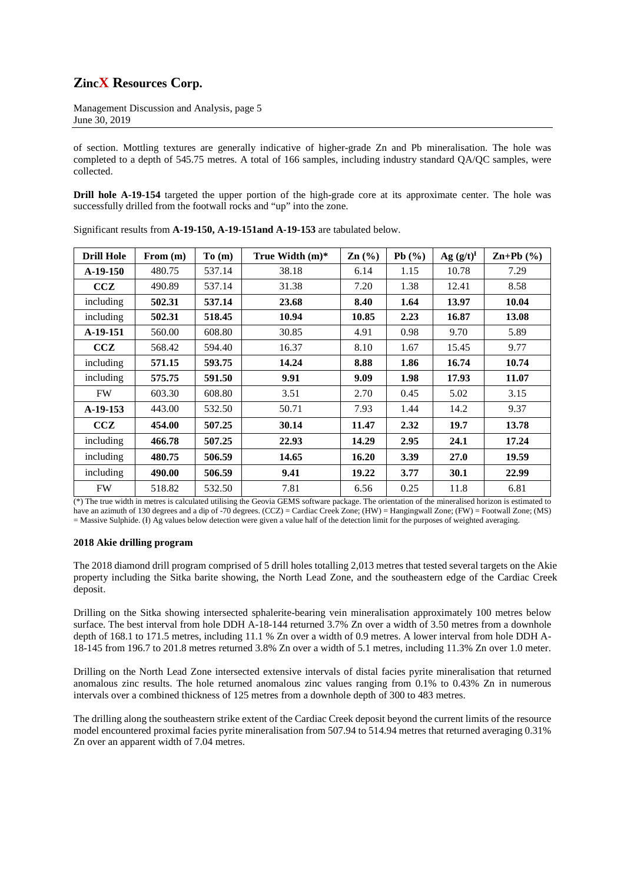of section. Mottling textures are generally indicative of higher-grade Zn and Pb mineralisation. The hole was completed to a depth of 545.75 metres. A total of 166 samples, including industry standard QA/QC samples, were collected.

**Drill hole A-19-154** targeted the upper portion of the high-grade core at its approximate center. The hole was successfully drilled from the footwall rocks and "up" into the zone.

Significant results from **A-19-150, A-19-151and A-19-153** are tabulated below.

| Drill Hole | From (m) | To (m) | True Width (m)* | Zn (%) | Pb (%) | Ag (g/t)ᶧ | Zn+Pb (%) |
|---|---|---|---|---|---|---|---|
| **A-19-150** | 480.75 | 537.14 | 38.18 | 6.14 | 1.15 | 10.78 | 7.29 |
| **CCZ** | 490.89 | 537.14 | 31.38 | 7.20 | 1.38 | 12.41 | 8.58 |
| including | **502.31** | **537.14** | **23.68** | **8.40** | **1.64** | **13.97** | **10.04** |
| including | **502.31** | **518.45** | **10.94** | **10.85** | **2.23** | **16.87** | **13.08** |
| **A-19-151** | 560.00 | 608.80 | 30.85 | 4.91 | 0.98 | 9.70 | 5.89 |
| **CCZ** | 568.42 | 594.40 | 16.37 | 8.10 | 1.67 | 15.45 | 9.77 |
| including | **571.15** | **593.75** | **14.24** | **8.88** | **1.86** | **16.74** | **10.74** |
| including | **575.75** | **591.50** | **9.91** | **9.09** | **1.98** | **17.93** | **11.07** |
| FW | 603.30 | 608.80 | 3.51 | 2.70 | 0.45 | 5.02 | 3.15 |
| **A-19-153** | 443.00 | 532.50 | 50.71 | 7.93 | 1.44 | 14.2 | 9.37 |
| **CCZ** | **454.00** | **507.25** | **30.14** | **11.47** | **2.32** | **19.7** | **13.78** |
| including | **466.78** | **507.25** | **22.93** | **14.29** | **2.95** | **24.1** | **17.24** |
| including | **480.75** | **506.59** | **14.65** | **16.20** | **3.39** | **27.0** | **19.59** |
| including | **490.00** | **506.59** | **9.41** | **19.22** | **3.77** | **30.1** | **22.99** |
| FW | 518.82 | 532.50 | 7.81 | 6.56 | 0.25 | 11.8 | 6.81 |

(*) The true width in metres is calculated utilising the Geovia GEMS software package. The orientation of the mineralised horizon is estimated to have an azimuth of 130 degrees and a dip of -70 degrees. (CCZ) = Cardiac Creek Zone; (HW) = Hangingwall Zone; (FW) = Footwall Zone; (MS) = Massive Sulphide. (ᶧ) Ag values below detection were given a value half of the detection limit for the purposes of weighted averaging.

**2018 Akie drilling program**

The 2018 diamond drill program comprised of 5 drill holes totalling 2,013 metres that tested several targets on the Akie property including the Sitka barite showing, the North Lead Zone, and the southeastern edge of the Cardiac Creek deposit.

Drilling on the Sitka showing intersected sphalerite-bearing vein mineralisation approximately 100 metres below surface. The best interval from hole DDH A-18-144 returned 3.7% Zn over a width of 3.50 metres from a downhole depth of 168.1 to 171.5 metres, including 11.1 % Zn over a width of 0.9 metres. A lower interval from hole DDH A-18-145 from 196.7 to 201.8 metres returned 3.8% Zn over a width of 5.1 metres, including 11.3% Zn over 1.0 meter.

Drilling on the North Lead Zone intersected extensive intervals of distal facies pyrite mineralisation that returned anomalous zinc results. The hole returned anomalous zinc values ranging from 0.1% to 0.43% Zn in numerous intervals over a combined thickness of 125 metres from a downhole depth of 300 to 483 metres.

The drilling along the southeastern strike extent of the Cardiac Creek deposit beyond the current limits of the resource model encountered proximal facies pyrite mineralisation from 507.94 to 514.94 metres that returned averaging 0.31% Zn over an apparent width of 7.04 metres.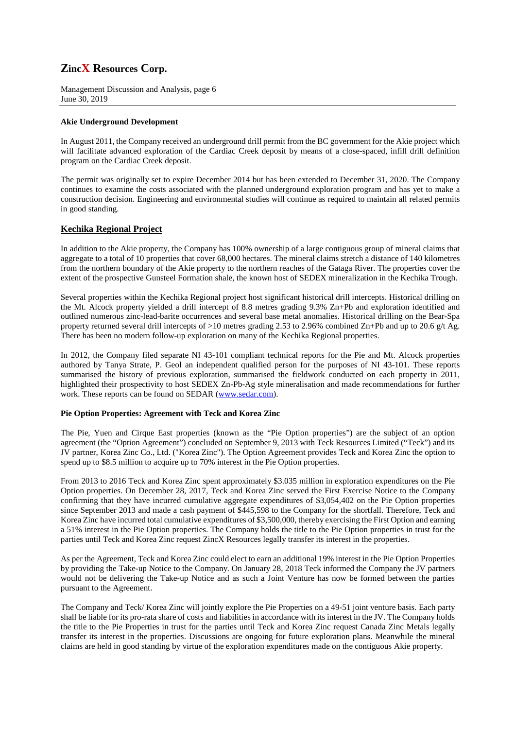**Akie Underground Development**

In August 2011, the Company received an underground drill permit from the BC government for the Akie project which will facilitate advanced exploration of the Cardiac Creek deposit by means of a close-spaced, infill drill definition program on the Cardiac Creek deposit.

The permit was originally set to expire December 2014 but has been extended to December 31, 2020. The Company continues to examine the costs associated with the planned underground exploration program and has yet to make a construction decision. Engineering and environmental studies will continue as required to maintain all related permits in good standing.

## Kechika Regional Project

In addition to the Akie property, the Company has 100% ownership of a large contiguous group of mineral claims that aggregate to a total of 10 properties that cover 68,000 hectares. The mineral claims stretch a distance of 140 kilometres from the northern boundary of the Akie property to the northern reaches of the Gataga River. The properties cover the extent of the prospective Gunsteel Formation shale, the known host of SEDEX mineralization in the Kechika Trough.

Several properties within the Kechika Regional project host significant historical drill intercepts. Historical drilling on the Mt. Alcock property yielded a drill intercept of 8.8 metres grading 9.3% Zn+Pb and exploration identified and outlined numerous zinc-lead-barite occurrences and several base metal anomalies. Historical drilling on the Bear-Spa property returned several drill intercepts of >10 metres grading 2.53 to 2.96% combined Zn+Pb and up to 20.6 g/t Ag. There has been no modern follow-up exploration on many of the Kechika Regional properties.

In 2012, the Company filed separate NI 43-101 compliant technical reports for the Pie and Mt. Alcock properties authored by Tanya Strate, P. Geol an independent qualified person for the purposes of NI 43-101. These reports summarised the history of previous exploration, summarised the fieldwork conducted on each property in 2011, highlighted their prospectivity to host SEDEX Zn-Pb-Ag style mineralisation and made recommendations for further work. These reports can be found on SEDAR (www.sedar.com).

**Pie Option Properties: Agreement with Teck and Korea Zinc**

The Pie, Yuen and Cirque East properties (known as the "Pie Option properties") are the subject of an option agreement (the "Option Agreement") concluded on September 9, 2013 with Teck Resources Limited ("Teck") and its JV partner, Korea Zinc Co., Ltd. ("Korea Zinc"). The Option Agreement provides Teck and Korea Zinc the option to spend up to $8.5 million to acquire up to 70% interest in the Pie Option properties.

From 2013 to 2016 Teck and Korea Zinc spent approximately $3.035 million in exploration expenditures on the Pie Option properties. On December 28, 2017, Teck and Korea Zinc served the First Exercise Notice to the Company confirming that they have incurred cumulative aggregate expenditures of $3,054,402 on the Pie Option properties since September 2013 and made a cash payment of $445,598 to the Company for the shortfall. Therefore, Teck and Korea Zinc have incurred total cumulative expenditures of $3,500,000, thereby exercising the First Option and earning a 51% interest in the Pie Option properties. The Company holds the title to the Pie Option properties in trust for the parties until Teck and Korea Zinc request ZincX Resources legally transfer its interest in the properties.

As per the Agreement, Teck and Korea Zinc could elect to earn an additional 19% interest in the Pie Option Properties by providing the Take-up Notice to the Company. On January 28, 2018 Teck informed the Company the JV partners would not be delivering the Take-up Notice and as such a Joint Venture has now be formed between the parties pursuant to the Agreement.

The Company and Teck/ Korea Zinc will jointly explore the Pie Properties on a 49-51 joint venture basis. Each party shall be liable for its pro-rata share of costs and liabilities in accordance with its interest in the JV. The Company holds the title to the Pie Properties in trust for the parties until Teck and Korea Zinc request Canada Zinc Metals legally transfer its interest in the properties. Discussions are ongoing for future exploration plans. Meanwhile the mineral claims are held in good standing by virtue of the exploration expenditures made on the contiguous Akie property.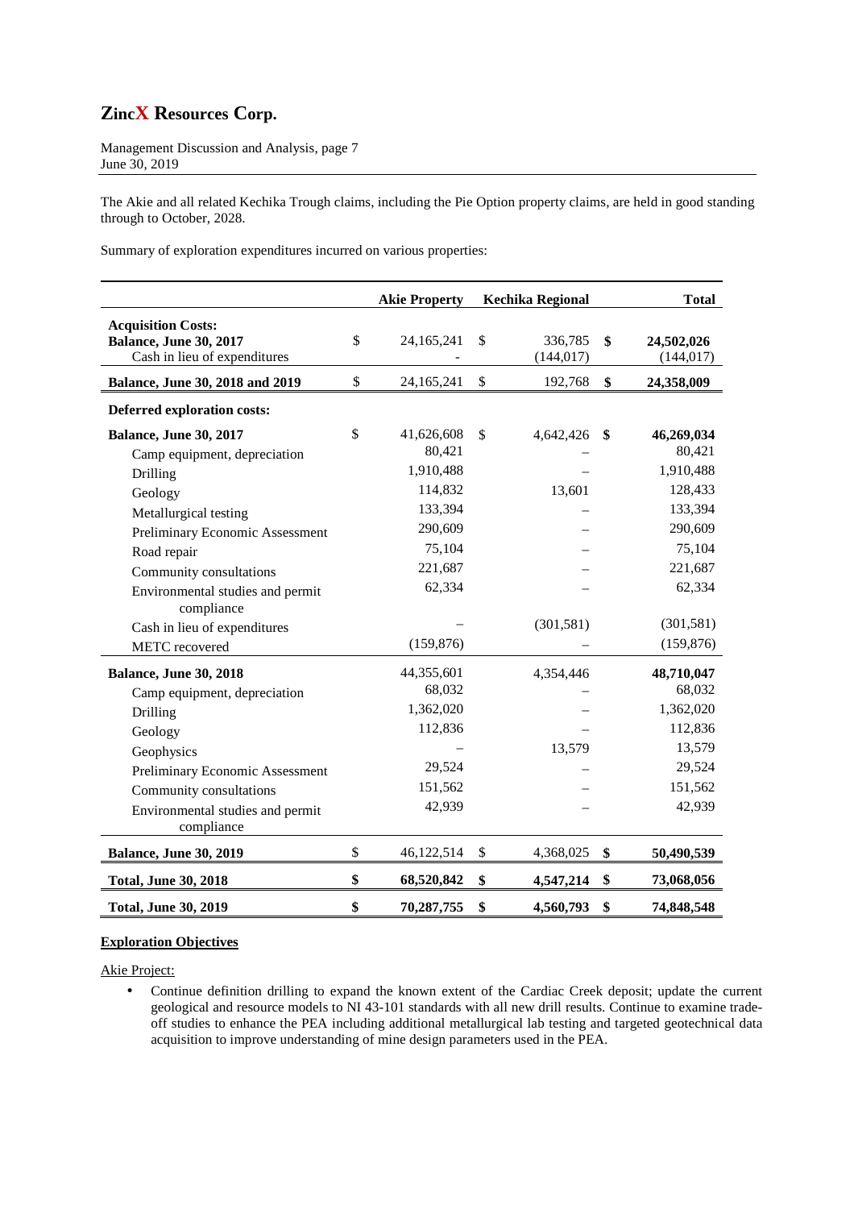The Akie and all related Kechika Trough claims, including the Pie Option property claims, are held in good standing through to October, 2028.

Summary of exploration expenditures incurred on various properties:

| | Akie Property | Kechika Regional | Total |
|---|---|---|---|
| **Acquisition Costs:** | | | |
| **Balance, June 30, 2017** | $ 24,165,241 | $ 336,785 | **$ 24,502,026** |
| Cash in lieu of expenditures | - | (144,017) | (144,017) |
| **Balance, June 30, 2018 and 2019** | $ 24,165,241 | $ 192,768 | **$ 24,358,009** |
| **Deferred exploration costs:** | | | |
| **Balance, June 30, 2017** | $ 41,626,608 | $ 4,642,426 | **$ 46,269,034** |
| Camp equipment, depreciation | 80,421 | – | 80,421 |
| Drilling | 1,910,488 | – | 1,910,488 |
| Geology | 114,832 | 13,601 | 128,433 |
| Metallurgical testing | 133,394 | – | 133,394 |
| Preliminary Economic Assessment | 290,609 | – | 290,609 |
| Road repair | 75,104 | – | 75,104 |
| Community consultations | 221,687 | – | 221,687 |
| Environmental studies and permit compliance | 62,334 | – | 62,334 |
| Cash in lieu of expenditures | – | (301,581) | (301,581) |
| METC recovered | (159,876) | – | (159,876) |
| **Balance, June 30, 2018** | 44,355,601 | 4,354,446 | **48,710,047** |
| Camp equipment, depreciation | 68,032 | – | 68,032 |
| Drilling | 1,362,020 | – | 1,362,020 |
| Geology | 112,836 | – | 112,836 |
| Geophysics | – | 13,579 | 13,579 |
| Preliminary Economic Assessment | 29,524 | – | 29,524 |
| Community consultations | 151,562 | – | 151,562 |
| Environmental studies and permit compliance | 42,939 | – | 42,939 |
| **Balance, June 30, 2019** | $ 46,122,514 | $ 4,368,025 | **$ 50,490,539** |
| **Total, June 30, 2018** | **$ 68,520,842** | **$ 4,547,214** | **$ 73,068,056** |
| **Total, June 30, 2019** | **$ 70,287,755** | **$ 4,560,793** | **$ 74,848,548** |

**Exploration Objectives**

Akie Project:

- Continue definition drilling to expand the known extent of the Cardiac Creek deposit; update the current geological and resource models to NI 43-101 standards with all new drill results. Continue to examine trade-off studies to enhance the PEA including additional metallurgical lab testing and targeted geotechnical data acquisition to improve understanding of mine design parameters used in the PEA.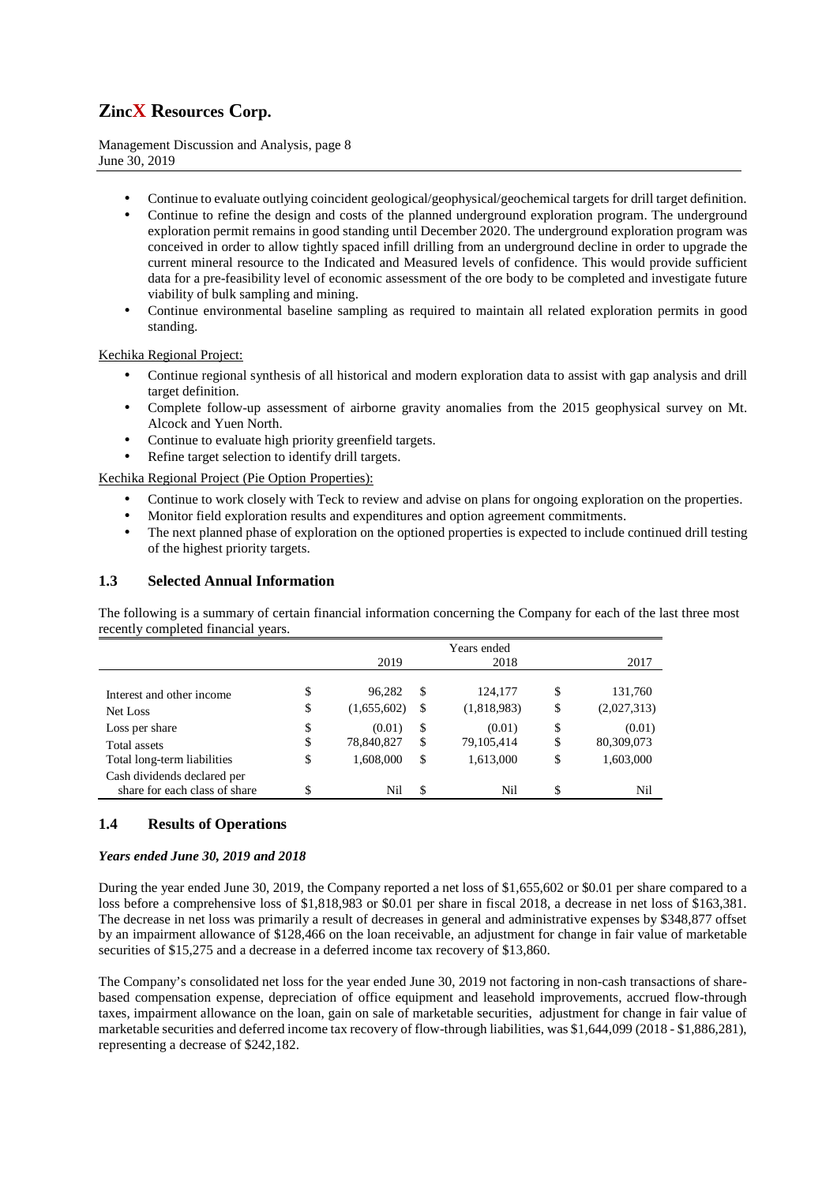- Continue to evaluate outlying coincident geological/geophysical/geochemical targets for drill target definition.
- Continue to refine the design and costs of the planned underground exploration program. The underground exploration permit remains in good standing until December 2020. The underground exploration program was conceived in order to allow tightly spaced infill drilling from an underground decline in order to upgrade the current mineral resource to the Indicated and Measured levels of confidence. This would provide sufficient data for a pre-feasibility level of economic assessment of the ore body to be completed and investigate future viability of bulk sampling and mining.
- Continue environmental baseline sampling as required to maintain all related exploration permits in good standing.

Kechika Regional Project:

- Continue regional synthesis of all historical and modern exploration data to assist with gap analysis and drill target definition.
- Complete follow-up assessment of airborne gravity anomalies from the 2015 geophysical survey on Mt. Alcock and Yuen North.
- Continue to evaluate high priority greenfield targets.
- Refine target selection to identify drill targets.

Kechika Regional Project (Pie Option Properties):

- Continue to work closely with Teck to review and advise on plans for ongoing exploration on the properties.
- Monitor field exploration results and expenditures and option agreement commitments.
- The next planned phase of exploration on the optioned properties is expected to include continued drill testing of the highest priority targets.

## 1.3 Selected Annual Information

The following is a summary of certain financial information concerning the Company for each of the last three most recently completed financial years.

| | Years ended | | |
|---|---|---|---|
| | 2019 | 2018 | 2017 |
| Interest and other income | $ 96,282 | $ 124,177 | $ 131,760 |
| Net Loss | $ (1,655,602) | $ (1,818,983) | $ (2,027,313) |
| Loss per share | $ (0.01) | $ (0.01) | $ (0.01) |
| Total assets | $ 78,840,827 | $ 79,105,414 | $ 80,309,073 |
| Total long-term liabilities | $ 1,608,000 | $ 1,613,000 | $ 1,603,000 |
| Cash dividends declared per share for each class of share | $ Nil | $ Nil | $ Nil |

## 1.4 Results of Operations

***Years ended June 30, 2019 and 2018***

During the year ended June 30, 2019, the Company reported a net loss of $1,655,602 or $0.01 per share compared to a loss before a comprehensive loss of $1,818,983 or $0.01 per share in fiscal 2018, a decrease in net loss of $163,381. The decrease in net loss was primarily a result of decreases in general and administrative expenses by $348,877 offset by an impairment allowance of $128,466 on the loan receivable, an adjustment for change in fair value of marketable securities of $15,275 and a decrease in a deferred income tax recovery of $13,860.

The Company's consolidated net loss for the year ended June 30, 2019 not factoring in non-cash transactions of share-based compensation expense, depreciation of office equipment and leasehold improvements, accrued flow-through taxes, impairment allowance on the loan, gain on sale of marketable securities, adjustment for change in fair value of marketable securities and deferred income tax recovery of flow-through liabilities, was $1,644,099 (2018 - $1,886,281), representing a decrease of $242,182.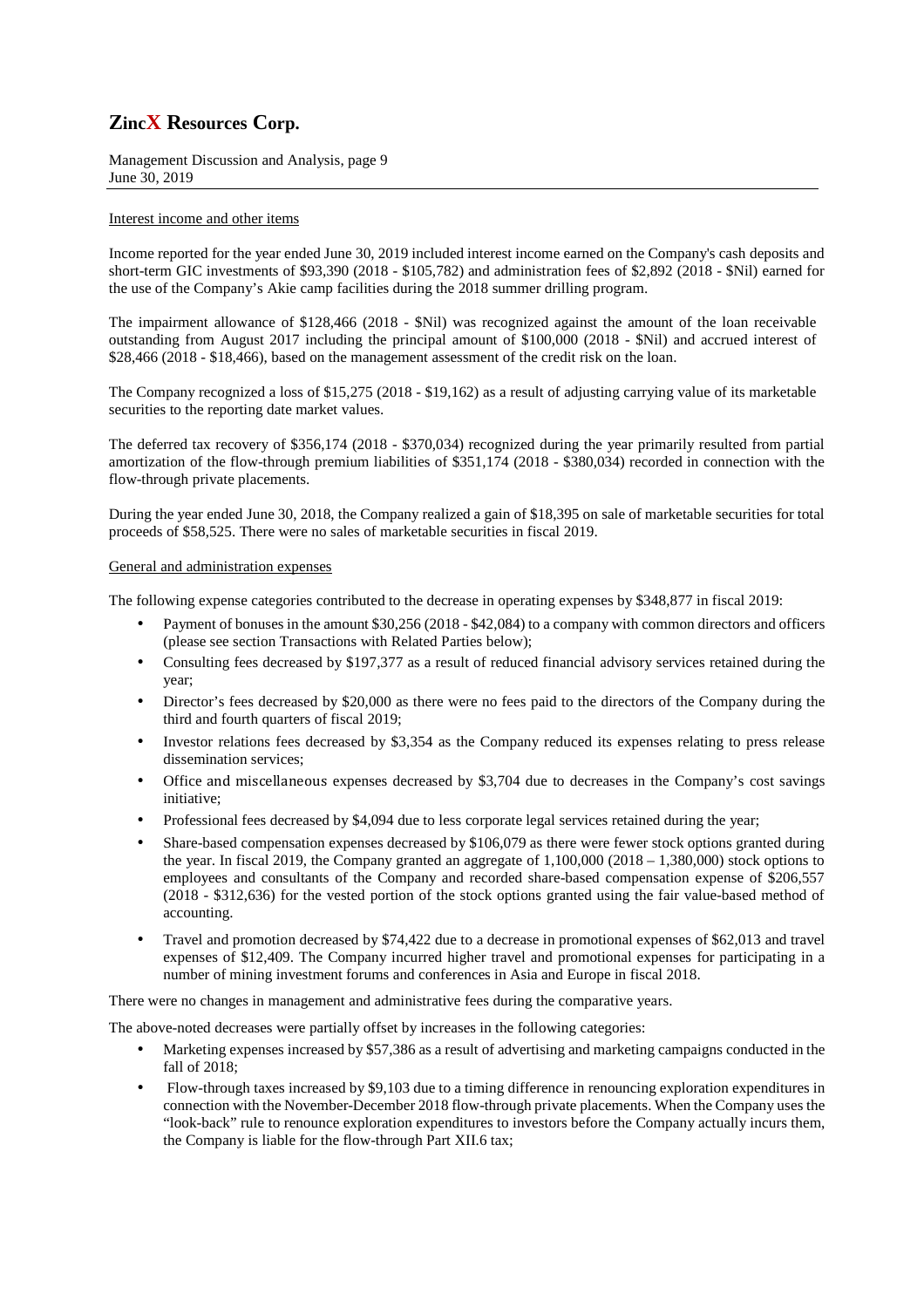Interest income and other items

Income reported for the year ended June 30, 2019 included interest income earned on the Company's cash deposits and short-term GIC investments of $93,390 (2018 - $105,782) and administration fees of $2,892 (2018 - $Nil) earned for the use of the Company's Akie camp facilities during the 2018 summer drilling program.

The impairment allowance of $128,466 (2018 - $Nil) was recognized against the amount of the loan receivable outstanding from August 2017 including the principal amount of $100,000 (2018 - $Nil) and accrued interest of $28,466 (2018 - $18,466), based on the management assessment of the credit risk on the loan.

The Company recognized a loss of $15,275 (2018 - $19,162) as a result of adjusting carrying value of its marketable securities to the reporting date market values.

The deferred tax recovery of $356,174 (2018 - $370,034) recognized during the year primarily resulted from partial amortization of the flow-through premium liabilities of $351,174 (2018 - $380,034) recorded in connection with the flow-through private placements.

During the year ended June 30, 2018, the Company realized a gain of $18,395 on sale of marketable securities for total proceeds of $58,525. There were no sales of marketable securities in fiscal 2019.

General and administration expenses

The following expense categories contributed to the decrease in operating expenses by $348,877 in fiscal 2019:

- Payment of bonuses in the amount $30,256 (2018 - $42,084) to a company with common directors and officers (please see section Transactions with Related Parties below);
- Consulting fees decreased by $197,377 as a result of reduced financial advisory services retained during the year;
- Director's fees decreased by $20,000 as there were no fees paid to the directors of the Company during the third and fourth quarters of fiscal 2019;
- Investor relations fees decreased by $3,354 as the Company reduced its expenses relating to press release dissemination services;
- Office and miscellaneous expenses decreased by $3,704 due to decreases in the Company's cost savings initiative;
- Professional fees decreased by $4,094 due to less corporate legal services retained during the year;
- Share-based compensation expenses decreased by $106,079 as there were fewer stock options granted during the year. In fiscal 2019, the Company granted an aggregate of 1,100,000 (2018 – 1,380,000) stock options to employees and consultants of the Company and recorded share-based compensation expense of $206,557 (2018 - $312,636) for the vested portion of the stock options granted using the fair value-based method of accounting.
- Travel and promotion decreased by $74,422 due to a decrease in promotional expenses of $62,013 and travel expenses of $12,409. The Company incurred higher travel and promotional expenses for participating in a number of mining investment forums and conferences in Asia and Europe in fiscal 2018.

There were no changes in management and administrative fees during the comparative years.

The above-noted decreases were partially offset by increases in the following categories:

- Marketing expenses increased by $57,386 as a result of advertising and marketing campaigns conducted in the fall of 2018;
- Flow-through taxes increased by $9,103 due to a timing difference in renouncing exploration expenditures in connection with the November-December 2018 flow-through private placements. When the Company uses the "look-back" rule to renounce exploration expenditures to investors before the Company actually incurs them, the Company is liable for the flow-through Part XII.6 tax;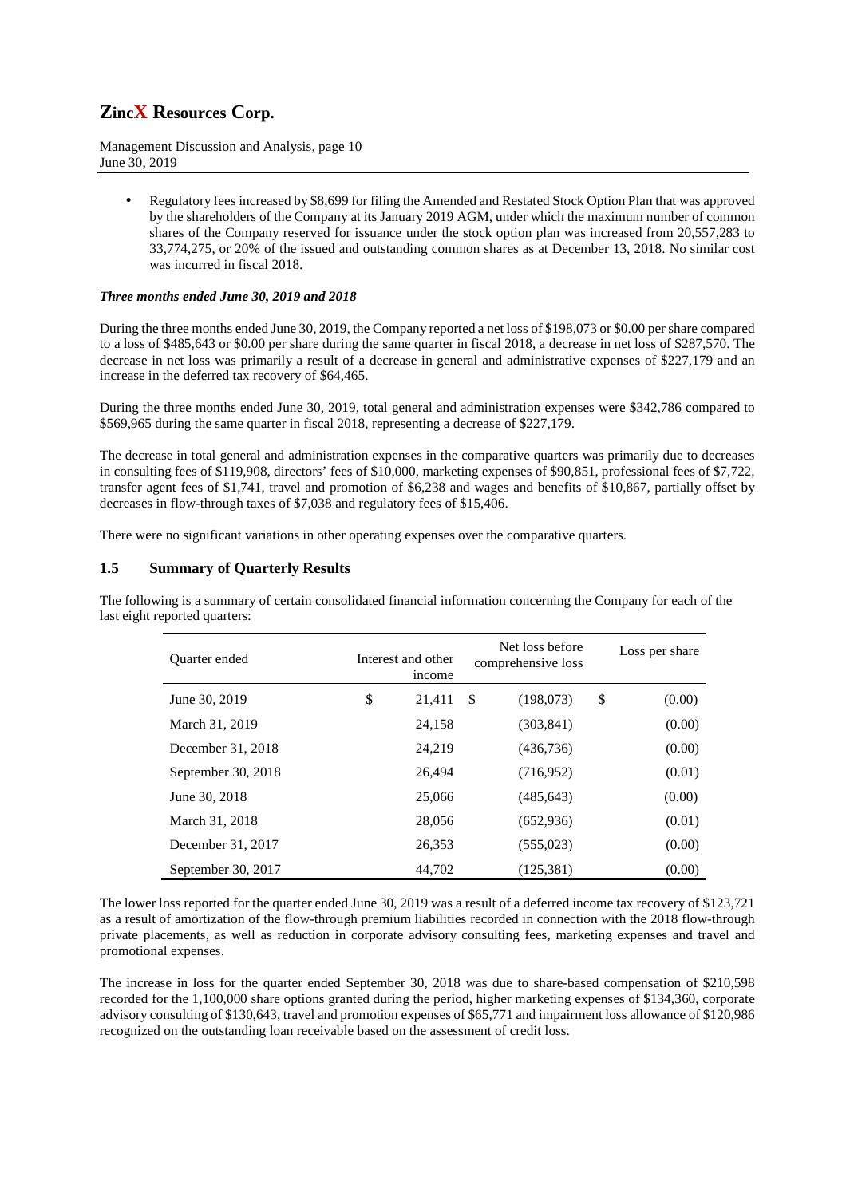- Regulatory fees increased by $8,699 for filing the Amended and Restated Stock Option Plan that was approved by the shareholders of the Company at its January 2019 AGM, under which the maximum number of common shares of the Company reserved for issuance under the stock option plan was increased from 20,557,283 to 33,774,275, or 20% of the issued and outstanding common shares as at December 13, 2018. No similar cost was incurred in fiscal 2018.

***Three months ended June 30, 2019 and 2018***

During the three months ended June 30, 2019, the Company reported a net loss of $198,073 or $0.00 per share compared to a loss of $485,643 or $0.00 per share during the same quarter in fiscal 2018, a decrease in net loss of $287,570. The decrease in net loss was primarily a result of a decrease in general and administrative expenses of $227,179 and an increase in the deferred tax recovery of $64,465.

During the three months ended June 30, 2019, total general and administration expenses were $342,786 compared to $569,965 during the same quarter in fiscal 2018, representing a decrease of $227,179.

The decrease in total general and administration expenses in the comparative quarters was primarily due to decreases in consulting fees of $119,908, directors' fees of $10,000, marketing expenses of $90,851, professional fees of $7,722, transfer agent fees of $1,741, travel and promotion of $6,238 and wages and benefits of $10,867, partially offset by decreases in flow-through taxes of $7,038 and regulatory fees of $15,406.

There were no significant variations in other operating expenses over the comparative quarters.

## 1.5 Summary of Quarterly Results

The following is a summary of certain consolidated financial information concerning the Company for each of the last eight reported quarters:

| Quarter ended | Interest and other income | Net loss before comprehensive loss | Loss per share |
|---|---|---|---|
| June 30, 2019 | $ 21,411 | $ (198,073) | $ (0.00) |
| March 31, 2019 | 24,158 | (303,841) | (0.00) |
| December 31, 2018 | 24,219 | (436,736) | (0.00) |
| September 30, 2018 | 26,494 | (716,952) | (0.01) |
| June 30, 2018 | 25,066 | (485,643) | (0.00) |
| March 31, 2018 | 28,056 | (652,936) | (0.01) |
| December 31, 2017 | 26,353 | (555,023) | (0.00) |
| September 30, 2017 | 44,702 | (125,381) | (0.00) |

The lower loss reported for the quarter ended June 30, 2019 was a result of a deferred income tax recovery of $123,721 as a result of amortization of the flow-through premium liabilities recorded in connection with the 2018 flow-through private placements, as well as reduction in corporate advisory consulting fees, marketing expenses and travel and promotional expenses.

The increase in loss for the quarter ended September 30, 2018 was due to share-based compensation of $210,598 recorded for the 1,100,000 share options granted during the period, higher marketing expenses of $134,360, corporate advisory consulting of $130,643, travel and promotion expenses of $65,771 and impairment loss allowance of $120,986 recognized on the outstanding loan receivable based on the assessment of credit loss.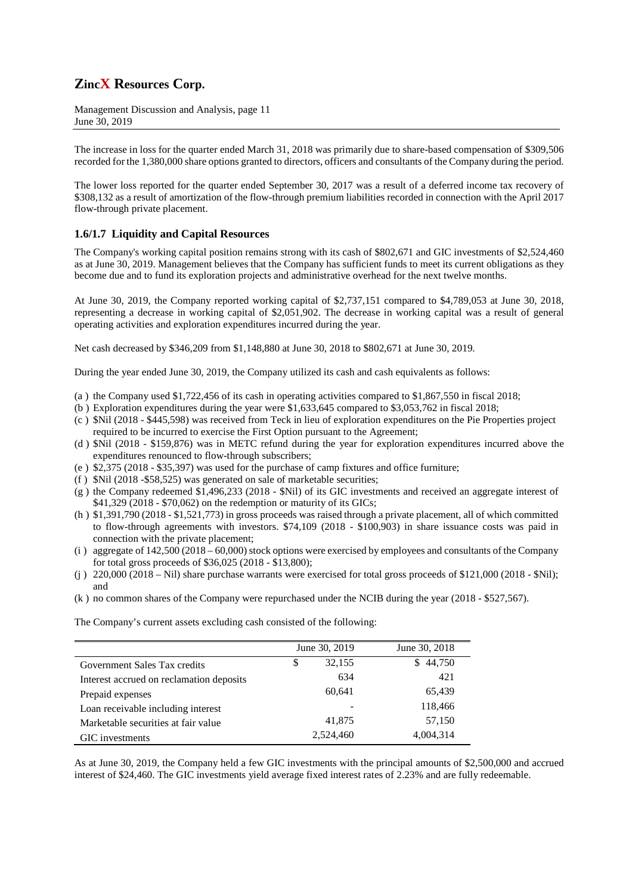The increase in loss for the quarter ended March 31, 2018 was primarily due to share-based compensation of $309,506 recorded for the 1,380,000 share options granted to directors, officers and consultants of the Company during the period.

The lower loss reported for the quarter ended September 30, 2017 was a result of a deferred income tax recovery of $308,132 as a result of amortization of the flow-through premium liabilities recorded in connection with the April 2017 flow-through private placement.

### 1.6/1.7 Liquidity and Capital Resources

The Company's working capital position remains strong with its cash of $802,671 and GIC investments of $2,524,460 as at June 30, 2019. Management believes that the Company has sufficient funds to meet its current obligations as they become due and to fund its exploration projects and administrative overhead for the next twelve months.

At June 30, 2019, the Company reported working capital of $2,737,151 compared to $4,789,053 at June 30, 2018, representing a decrease in working capital of $2,051,902. The decrease in working capital was a result of general operating activities and exploration expenditures incurred during the year.

Net cash decreased by $346,209 from $1,148,880 at June 30, 2018 to $802,671 at June 30, 2019.

During the year ended June 30, 2019, the Company utilized its cash and cash equivalents as follows:

(a ) the Company used $1,722,456 of its cash in operating activities compared to $1,867,550 in fiscal 2018;
(b ) Exploration expenditures during the year were $1,633,645 compared to $3,053,762 in fiscal 2018;
(c ) $Nil (2018 - $445,598) was received from Teck in lieu of exploration expenditures on the Pie Properties project required to be incurred to exercise the First Option pursuant to the Agreement;
(d ) $Nil (2018 - $159,876) was in METC refund during the year for exploration expenditures incurred above the expenditures renounced to flow-through subscribers;
(e ) $2,375 (2018 - $35,397) was used for the purchase of camp fixtures and office furniture;
(f ) $Nil (2018 -$58,525) was generated on sale of marketable securities;
(g ) the Company redeemed $1,496,233 (2018 - $Nil) of its GIC investments and received an aggregate interest of $41,329 (2018 - $70,062) on the redemption or maturity of its GICs;
(h ) $1,391,790 (2018 - $1,521,773) in gross proceeds was raised through a private placement, all of which committed to flow-through agreements with investors. $74,109 (2018 - $100,903) in share issuance costs was paid in connection with the private placement;
(i ) aggregate of 142,500 (2018 – 60,000) stock options were exercised by employees and consultants of the Company for total gross proceeds of $36,025 (2018 - $13,800);
(j ) 220,000 (2018 – Nil) share purchase warrants were exercised for total gross proceeds of $121,000 (2018 - $Nil); and
(k ) no common shares of the Company were repurchased under the NCIB during the year (2018 - $527,567).

The Company's current assets excluding cash consisted of the following:

| | June 30, 2019 | June 30, 2018 |
|---|---|---|
| Government Sales Tax credits | $ 32,155 | $ 44,750 |
| Interest accrued on reclamation deposits | 634 | 421 |
| Prepaid expenses | 60,641 | 65,439 |
| Loan receivable including interest | - | 118,466 |
| Marketable securities at fair value | 41,875 | 57,150 |
| GIC investments | 2,524,460 | 4,004,314 |

As at June 30, 2019, the Company held a few GIC investments with the principal amounts of $2,500,000 and accrued interest of $24,460. The GIC investments yield average fixed interest rates of 2.23% and are fully redeemable.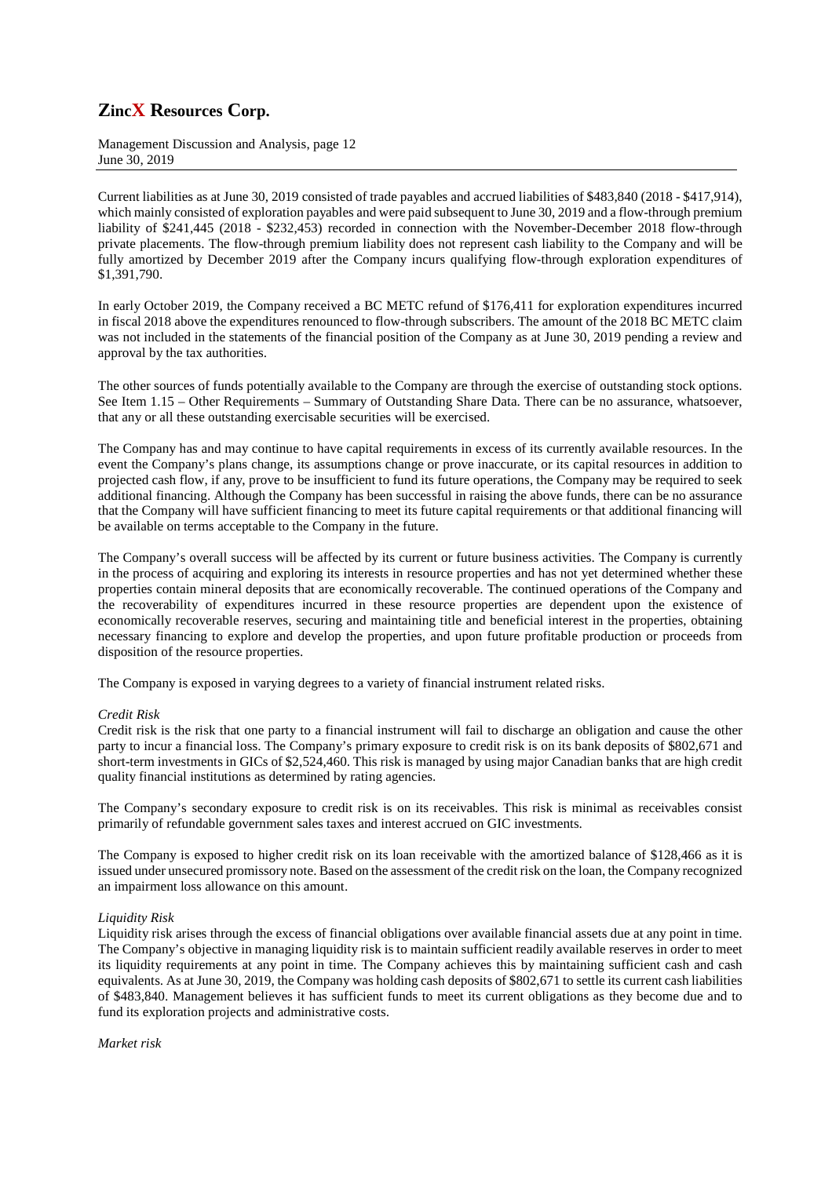Current liabilities as at June 30, 2019 consisted of trade payables and accrued liabilities of $483,840 (2018 - $417,914), which mainly consisted of exploration payables and were paid subsequent to June 30, 2019 and a flow-through premium liability of $241,445 (2018 - $232,453) recorded in connection with the November-December 2018 flow-through private placements. The flow-through premium liability does not represent cash liability to the Company and will be fully amortized by December 2019 after the Company incurs qualifying flow-through exploration expenditures of $1,391,790.

In early October 2019, the Company received a BC METC refund of $176,411 for exploration expenditures incurred in fiscal 2018 above the expenditures renounced to flow-through subscribers. The amount of the 2018 BC METC claim was not included in the statements of the financial position of the Company as at June 30, 2019 pending a review and approval by the tax authorities.

The other sources of funds potentially available to the Company are through the exercise of outstanding stock options. See Item 1.15 – Other Requirements – Summary of Outstanding Share Data. There can be no assurance, whatsoever, that any or all these outstanding exercisable securities will be exercised.

The Company has and may continue to have capital requirements in excess of its currently available resources. In the event the Company's plans change, its assumptions change or prove inaccurate, or its capital resources in addition to projected cash flow, if any, prove to be insufficient to fund its future operations, the Company may be required to seek additional financing. Although the Company has been successful in raising the above funds, there can be no assurance that the Company will have sufficient financing to meet its future capital requirements or that additional financing will be available on terms acceptable to the Company in the future.

The Company's overall success will be affected by its current or future business activities. The Company is currently in the process of acquiring and exploring its interests in resource properties and has not yet determined whether these properties contain mineral deposits that are economically recoverable. The continued operations of the Company and the recoverability of expenditures incurred in these resource properties are dependent upon the existence of economically recoverable reserves, securing and maintaining title and beneficial interest in the properties, obtaining necessary financing to explore and develop the properties, and upon future profitable production or proceeds from disposition of the resource properties.

The Company is exposed in varying degrees to a variety of financial instrument related risks.

*Credit Risk*

Credit risk is the risk that one party to a financial instrument will fail to discharge an obligation and cause the other party to incur a financial loss. The Company's primary exposure to credit risk is on its bank deposits of $802,671 and short-term investments in GICs of $2,524,460. This risk is managed by using major Canadian banks that are high credit quality financial institutions as determined by rating agencies.

The Company's secondary exposure to credit risk is on its receivables. This risk is minimal as receivables consist primarily of refundable government sales taxes and interest accrued on GIC investments.

The Company is exposed to higher credit risk on its loan receivable with the amortized balance of $128,466 as it is issued under unsecured promissory note. Based on the assessment of the credit risk on the loan, the Company recognized an impairment loss allowance on this amount.

*Liquidity Risk*

Liquidity risk arises through the excess of financial obligations over available financial assets due at any point in time. The Company's objective in managing liquidity risk is to maintain sufficient readily available reserves in order to meet its liquidity requirements at any point in time. The Company achieves this by maintaining sufficient cash and cash equivalents. As at June 30, 2019, the Company was holding cash deposits of $802,671 to settle its current cash liabilities of $483,840. Management believes it has sufficient funds to meet its current obligations as they become due and to fund its exploration projects and administrative costs.

*Market risk*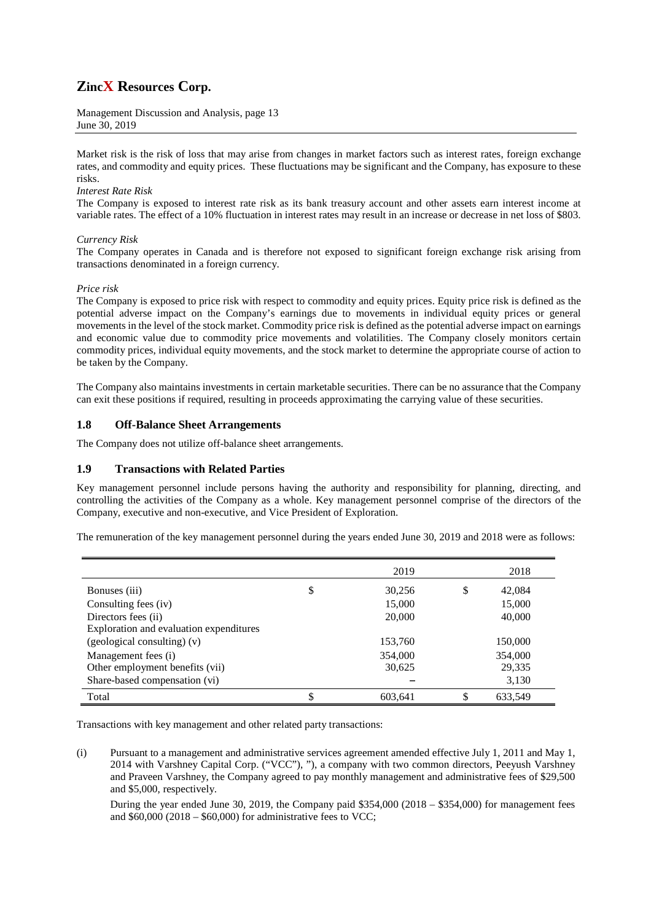Market risk is the risk of loss that may arise from changes in market factors such as interest rates, foreign exchange rates, and commodity and equity prices. These fluctuations may be significant and the Company, has exposure to these risks.

*Interest Rate Risk*

The Company is exposed to interest rate risk as its bank treasury account and other assets earn interest income at variable rates. The effect of a 10% fluctuation in interest rates may result in an increase or decrease in net loss of $803.

*Currency Risk*

The Company operates in Canada and is therefore not exposed to significant foreign exchange risk arising from transactions denominated in a foreign currency.

*Price risk*

The Company is exposed to price risk with respect to commodity and equity prices. Equity price risk is defined as the potential adverse impact on the Company's earnings due to movements in individual equity prices or general movements in the level of the stock market. Commodity price risk is defined as the potential adverse impact on earnings and economic value due to commodity price movements and volatilities. The Company closely monitors certain commodity prices, individual equity movements, and the stock market to determine the appropriate course of action to be taken by the Company.

The Company also maintains investments in certain marketable securities. There can be no assurance that the Company can exit these positions if required, resulting in proceeds approximating the carrying value of these securities.

## 1.8 Off-Balance Sheet Arrangements

The Company does not utilize off-balance sheet arrangements.

## 1.9 Transactions with Related Parties

Key management personnel include persons having the authority and responsibility for planning, directing, and controlling the activities of the Company as a whole. Key management personnel comprise of the directors of the Company, executive and non-executive, and Vice President of Exploration.

The remuneration of the key management personnel during the years ended June 30, 2019 and 2018 were as follows:

| | 2019 | 2018 |
|---|---|---|
| Bonuses (iii) | $ 30,256 | $ 42,084 |
| Consulting fees (iv) | 15,000 | 15,000 |
| Directors fees (ii) | 20,000 | 40,000 |
| Exploration and evaluation expenditures (geological consulting) (v) | 153,760 | 150,000 |
| Management fees (i) | 354,000 | 354,000 |
| Other employment benefits (vii) | 30,625 | 29,335 |
| Share-based compensation (vi) | – | 3,130 |
| Total | $ 603,641 | $ 633,549 |

Transactions with key management and other related party transactions:

(i) Pursuant to a management and administrative services agreement amended effective July 1, 2011 and May 1, 2014 with Varshney Capital Corp. ("VCC"), "), a company with two common directors, Peeyush Varshney and Praveen Varshney, the Company agreed to pay monthly management and administrative fees of $29,500 and $5,000, respectively.

During the year ended June 30, 2019, the Company paid $354,000 (2018 – $354,000) for management fees and $60,000 (2018 – $60,000) for administrative fees to VCC;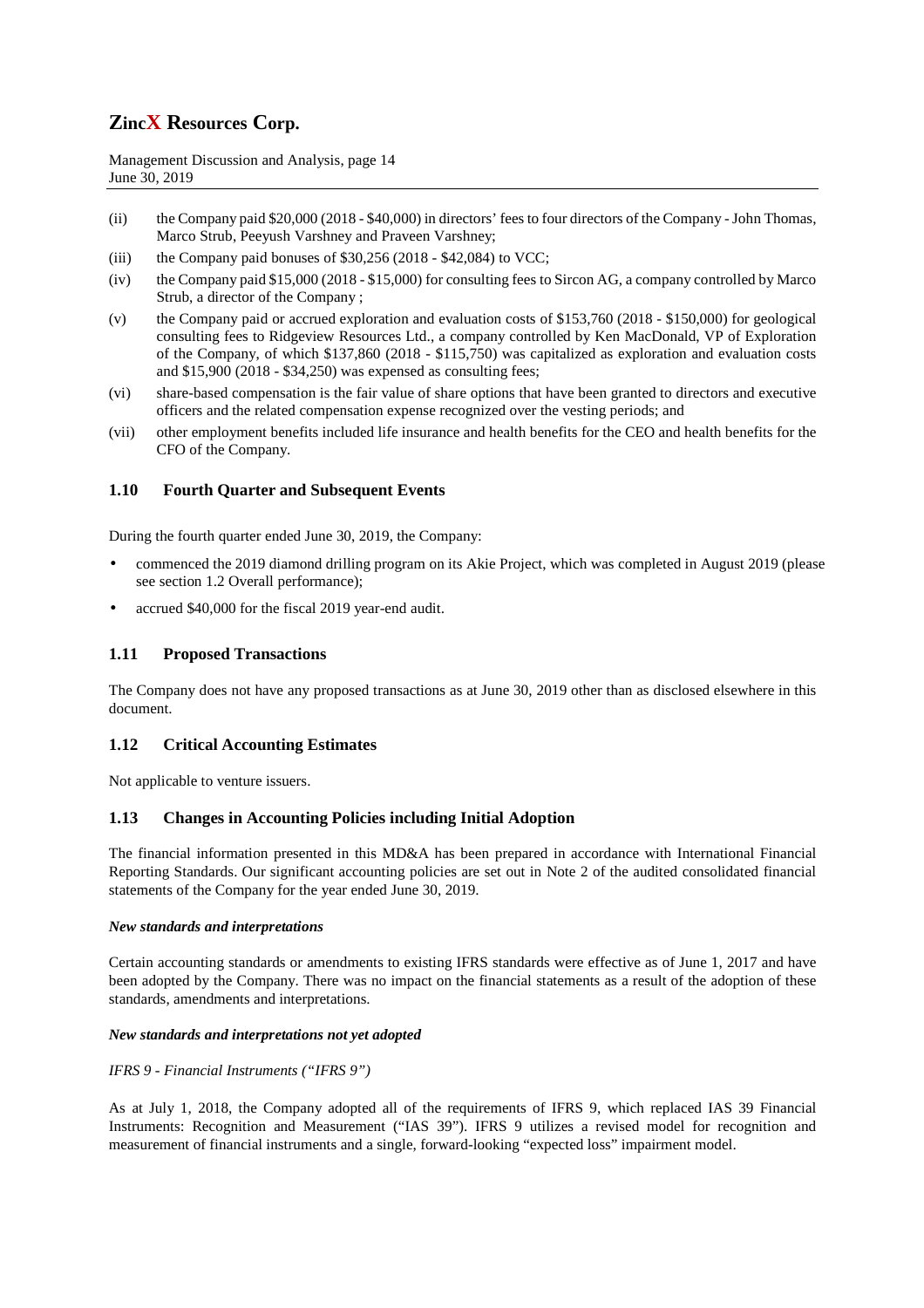(ii) the Company paid \$20,000 (2018 - \$40,000) in directors' fees to four directors of the Company - John Thomas, Marco Strub, Peeyush Varshney and Praveen Varshney;

(iii) the Company paid bonuses of \$30,256 (2018 - \$42,084) to VCC;

(iv) the Company paid \$15,000 (2018 - \$15,000) for consulting fees to Sircon AG, a company controlled by Marco Strub, a director of the Company ;

(v) the Company paid or accrued exploration and evaluation costs of \$153,760 (2018 - \$150,000) for geological consulting fees to Ridgeview Resources Ltd., a company controlled by Ken MacDonald, VP of Exploration of the Company, of which \$137,860 (2018 - \$115,750) was capitalized as exploration and evaluation costs and \$15,900 (2018 - \$34,250) was expensed as consulting fees;

(vi) share-based compensation is the fair value of share options that have been granted to directors and executive officers and the related compensation expense recognized over the vesting periods; and

(vii) other employment benefits included life insurance and health benefits for the CEO and health benefits for the CFO of the Company.

## 1.10 Fourth Quarter and Subsequent Events

During the fourth quarter ended June 30, 2019, the Company:

- commenced the 2019 diamond drilling program on its Akie Project, which was completed in August 2019 (please see section 1.2 Overall performance);
- accrued \$40,000 for the fiscal 2019 year-end audit.

## 1.11 Proposed Transactions

The Company does not have any proposed transactions as at June 30, 2019 other than as disclosed elsewhere in this document.

## 1.12 Critical Accounting Estimates

Not applicable to venture issuers.

## 1.13 Changes in Accounting Policies including Initial Adoption

The financial information presented in this MD&A has been prepared in accordance with International Financial Reporting Standards. Our significant accounting policies are set out in Note 2 of the audited consolidated financial statements of the Company for the year ended June 30, 2019.

***New standards and interpretations***

Certain accounting standards or amendments to existing IFRS standards were effective as of June 1, 2017 and have been adopted by the Company. There was no impact on the financial statements as a result of the adoption of these standards, amendments and interpretations.

***New standards and interpretations not yet adopted***

*IFRS 9 - Financial Instruments ("IFRS 9")*

As at July 1, 2018, the Company adopted all of the requirements of IFRS 9, which replaced IAS 39 Financial Instruments: Recognition and Measurement ("IAS 39"). IFRS 9 utilizes a revised model for recognition and measurement of financial instruments and a single, forward-looking "expected loss" impairment model.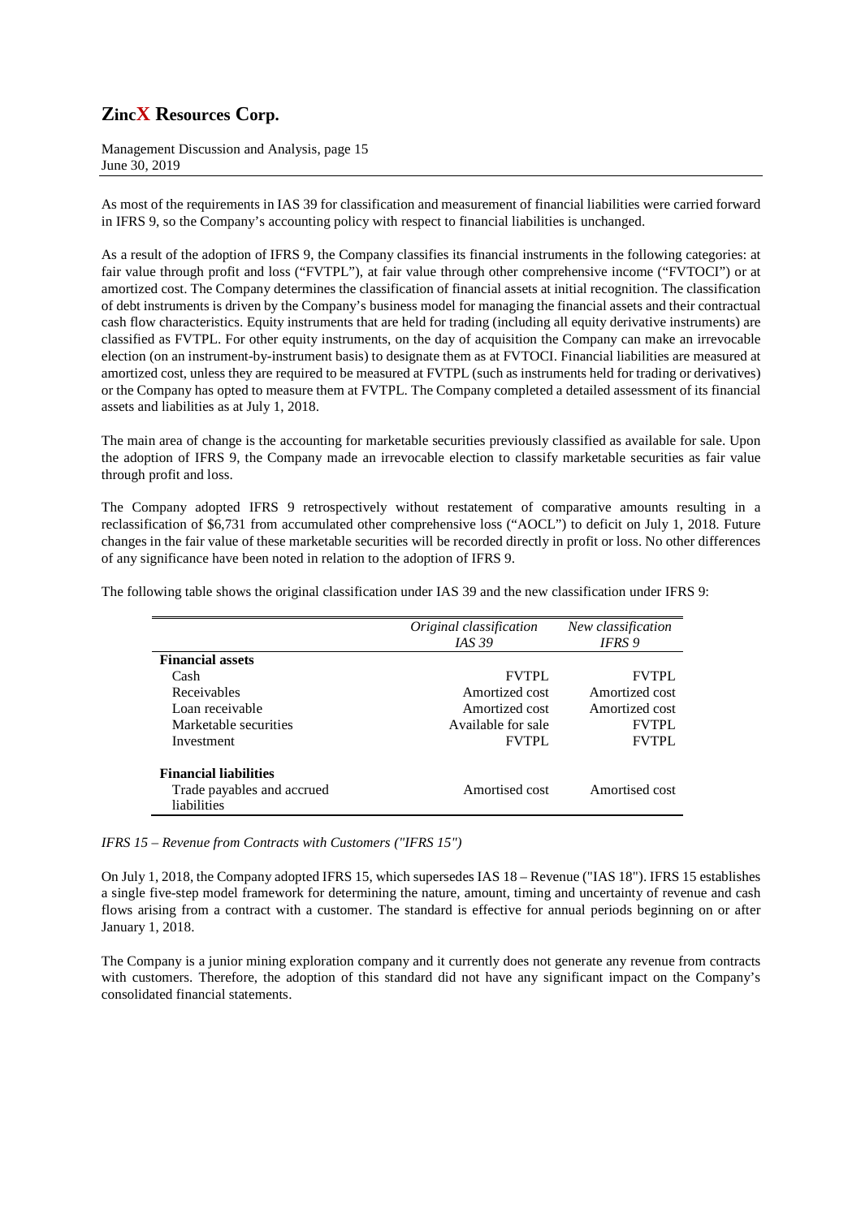As most of the requirements in IAS 39 for classification and measurement of financial liabilities were carried forward in IFRS 9, so the Company's accounting policy with respect to financial liabilities is unchanged.

As a result of the adoption of IFRS 9, the Company classifies its financial instruments in the following categories: at fair value through profit and loss ("FVTPL"), at fair value through other comprehensive income ("FVTOCI") or at amortized cost. The Company determines the classification of financial assets at initial recognition. The classification of debt instruments is driven by the Company's business model for managing the financial assets and their contractual cash flow characteristics. Equity instruments that are held for trading (including all equity derivative instruments) are classified as FVTPL. For other equity instruments, on the day of acquisition the Company can make an irrevocable election (on an instrument-by-instrument basis) to designate them as at FVTOCI. Financial liabilities are measured at amortized cost, unless they are required to be measured at FVTPL (such as instruments held for trading or derivatives) or the Company has opted to measure them at FVTPL. The Company completed a detailed assessment of its financial assets and liabilities as at July 1, 2018.

The main area of change is the accounting for marketable securities previously classified as available for sale. Upon the adoption of IFRS 9, the Company made an irrevocable election to classify marketable securities as fair value through profit and loss.

The Company adopted IFRS 9 retrospectively without restatement of comparative amounts resulting in a reclassification of $6,731 from accumulated other comprehensive loss ("AOCL") to deficit on July 1, 2018. Future changes in the fair value of these marketable securities will be recorded directly in profit or loss. No other differences of any significance have been noted in relation to the adoption of IFRS 9.

The following table shows the original classification under IAS 39 and the new classification under IFRS 9:

| | *Original classification IAS 39* | *New classification IFRS 9* |
|---|---|---|
| **Financial assets** | | |
| Cash | FVTPL | FVTPL |
| Receivables | Amortized cost | Amortized cost |
| Loan receivable | Amortized cost | Amortized cost |
| Marketable securities | Available for sale | FVTPL |
| Investment | FVTPL | FVTPL |
| **Financial liabilities** | | |
| Trade payables and accrued liabilities | Amortised cost | Amortised cost |

*IFRS 15 – Revenue from Contracts with Customers ("IFRS 15")*

On July 1, 2018, the Company adopted IFRS 15, which supersedes IAS 18 – Revenue ("IAS 18"). IFRS 15 establishes a single five-step model framework for determining the nature, amount, timing and uncertainty of revenue and cash flows arising from a contract with a customer. The standard is effective for annual periods beginning on or after January 1, 2018.

The Company is a junior mining exploration company and it currently does not generate any revenue from contracts with customers. Therefore, the adoption of this standard did not have any significant impact on the Company's consolidated financial statements.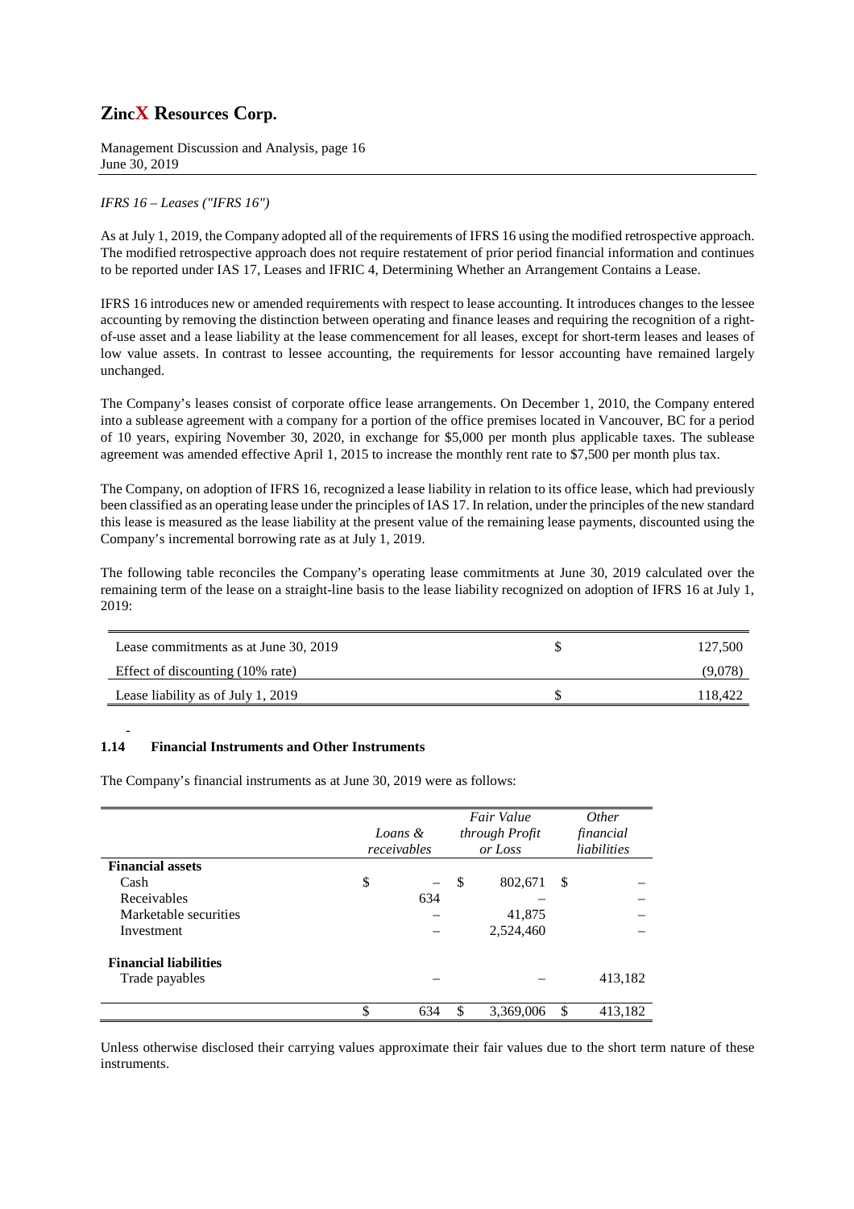*IFRS 16 – Leases ("IFRS 16")*

As at July 1, 2019, the Company adopted all of the requirements of IFRS 16 using the modified retrospective approach. The modified retrospective approach does not require restatement of prior period financial information and continues to be reported under IAS 17, Leases and IFRIC 4, Determining Whether an Arrangement Contains a Lease.

IFRS 16 introduces new or amended requirements with respect to lease accounting. It introduces changes to the lessee accounting by removing the distinction between operating and finance leases and requiring the recognition of a right-of-use asset and a lease liability at the lease commencement for all leases, except for short-term leases and leases of low value assets. In contrast to lessee accounting, the requirements for lessor accounting have remained largely unchanged.

The Company's leases consist of corporate office lease arrangements. On December 1, 2010, the Company entered into a sublease agreement with a company for a portion of the office premises located in Vancouver, BC for a period of 10 years, expiring November 30, 2020, in exchange for $5,000 per month plus applicable taxes. The sublease agreement was amended effective April 1, 2015 to increase the monthly rent rate to $7,500 per month plus tax.

The Company, on adoption of IFRS 16, recognized a lease liability in relation to its office lease, which had previously been classified as an operating lease under the principles of IAS 17. In relation, under the principles of the new standard this lease is measured as the lease liability at the present value of the remaining lease payments, discounted using the Company's incremental borrowing rate as at July 1, 2019.

The following table reconciles the Company's operating lease commitments at June 30, 2019 calculated over the remaining term of the lease on a straight-line basis to the lease liability recognized on adoption of IFRS 16 at July 1, 2019:

| | | |
|---|---|---|
| Lease commitments as at June 30, 2019 | $ | 127,500 |
| Effect of discounting (10% rate) | | (9,078) |
| Lease liability as of July 1, 2019 | $ | 118,422 |

-

## 1.14 Financial Instruments and Other Instruments

The Company's financial instruments as at June 30, 2019 were as follows:

| | *Loans & receivables* | *Fair Value through Profit or Loss* | *Other financial liabilities* |
|---|---|---|---|
| **Financial assets** | | | |
| Cash | $ – | $ 802,671 | $ – |
| Receivables | 634 | – | – |
| Marketable securities | – | 41,875 | – |
| Investment | – | 2,524,460 | – |
| **Financial liabilities** | | | |
| Trade payables | – | – | 413,182 |
| | $ 634 | $ 3,369,006 | $ 413,182 |

Unless otherwise disclosed their carrying values approximate their fair values due to the short term nature of these instruments.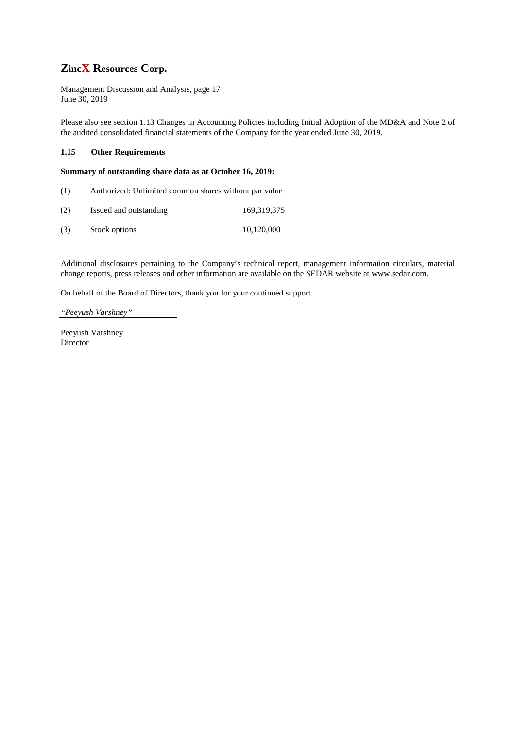Please also see section 1.13 Changes in Accounting Policies including Initial Adoption of the MD&A and Note 2 of the audited consolidated financial statements of the Company for the year ended June 30, 2019.

### 1.15 Other Requirements

**Summary of outstanding share data as at October 16, 2019:**

| | | |
|---|---|---|
| (1) | Authorized: Unlimited common shares without par value | |
| (2) | Issued and outstanding | 169,319,375 |
| (3) | Stock options | 10,120,000 |

Additional disclosures pertaining to the Company's technical report, management information circulars, material change reports, press releases and other information are available on the SEDAR website at www.sedar.com.

On behalf of the Board of Directors, thank you for your continued support.

*"Peeyush Varshney"*

Peeyush Varshney
Director